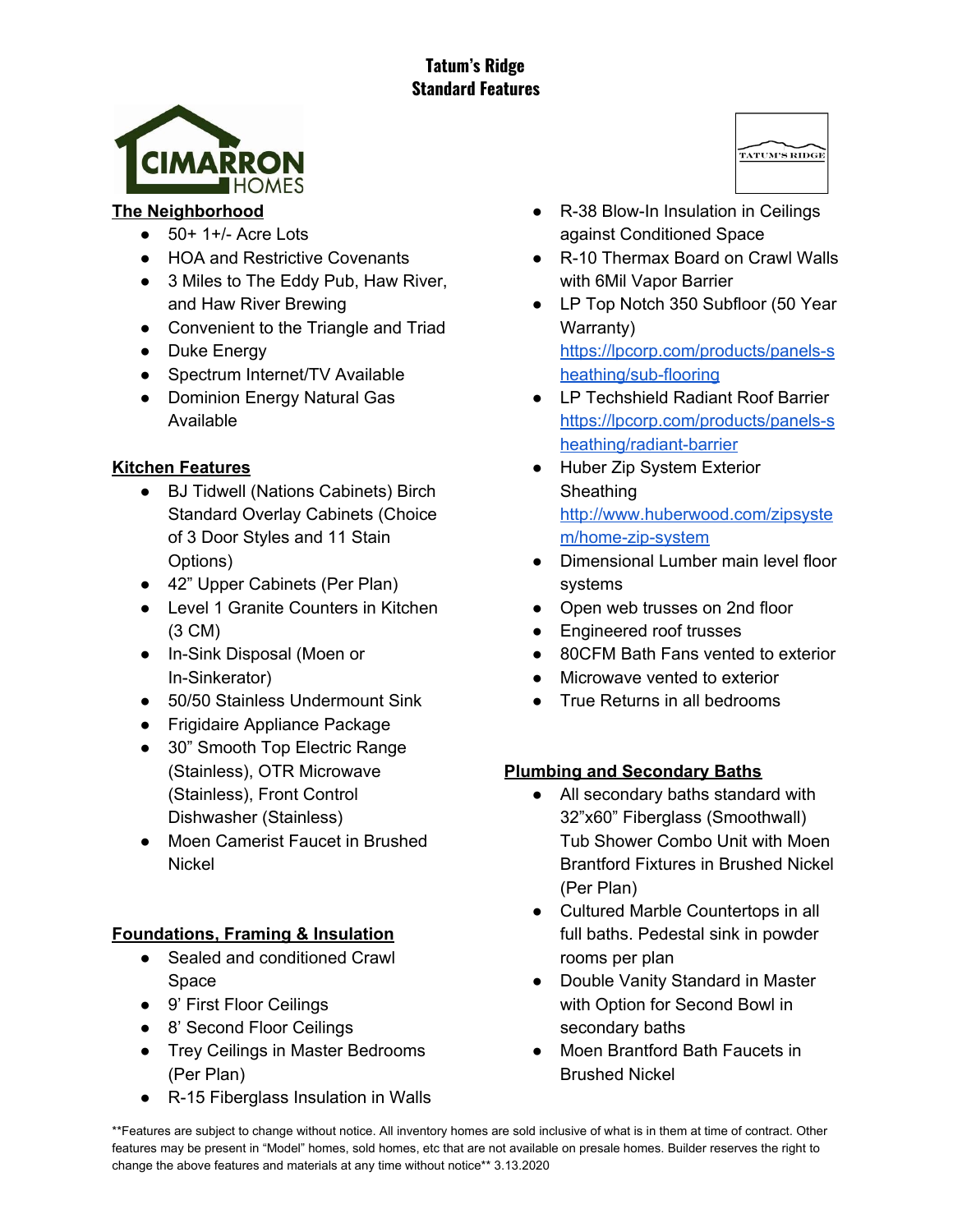# Tatum's Ridge
# Standard Features

CIMARRON HOMES

TATUM'S RIDGE

## The Neighborhood

- 50+ 1+/- Acre Lots
- HOA and Restrictive Covenants
- 3 Miles to The Eddy Pub, Haw River, and Haw River Brewing
- Convenient to the Triangle and Triad
- Duke Energy
- Spectrum Internet/TV Available
- Dominion Energy Natural Gas Available

## Kitchen Features

- BJ Tidwell (Nations Cabinets) Birch Standard Overlay Cabinets (Choice of 3 Door Styles and 11 Stain Options)
- 42" Upper Cabinets (Per Plan)
- Level 1 Granite Counters in Kitchen (3 CM)
- In-Sink Disposal (Moen or In-Sinkerator)
- 50/50 Stainless Undermount Sink
- Frigidaire Appliance Package
- 30" Smooth Top Electric Range (Stainless), OTR Microwave (Stainless), Front Control Dishwasher (Stainless)
- Moen Camerist Faucet in Brushed Nickel

## Foundations, Framing & Insulation

- Sealed and conditioned Crawl Space
- 9' First Floor Ceilings
- 8' Second Floor Ceilings
- Trey Ceilings in Master Bedrooms (Per Plan)
- R-15 Fiberglass Insulation in Walls
- R-38 Blow-In Insulation in Ceilings against Conditioned Space
- R-10 Thermax Board on Crawl Walls with 6Mil Vapor Barrier
- LP Top Notch 350 Subfloor (50 Year Warranty) https://lpcorp.com/products/panels-sheathing/sub-flooring
- LP Techshield Radiant Roof Barrier https://lpcorp.com/products/panels-sheathing/radiant-barrier
- Huber Zip System Exterior Sheathing http://www.huberwood.com/zipsystem/home-zip-system
- Dimensional Lumber main level floor systems
- Open web trusses on 2nd floor
- Engineered roof trusses
- 80CFM Bath Fans vented to exterior
- Microwave vented to exterior
- True Returns in all bedrooms

## Plumbing and Secondary Baths

- All secondary baths standard with 32"x60" Fiberglass (Smoothwall) Tub Shower Combo Unit with Moen Brantford Fixtures in Brushed Nickel (Per Plan)
- Cultured Marble Countertops in all full baths. Pedestal sink in powder rooms per plan
- Double Vanity Standard in Master with Option for Second Bowl in secondary baths
- Moen Brantford Bath Faucets in Brushed Nickel

**Features are subject to change without notice. All inventory homes are sold inclusive of what is in them at time of contract. Other features may be present in "Model" homes, sold homes, etc that are not available on presale homes. Builder reserves the right to change the above features and materials at any time without notice** 3.13.2020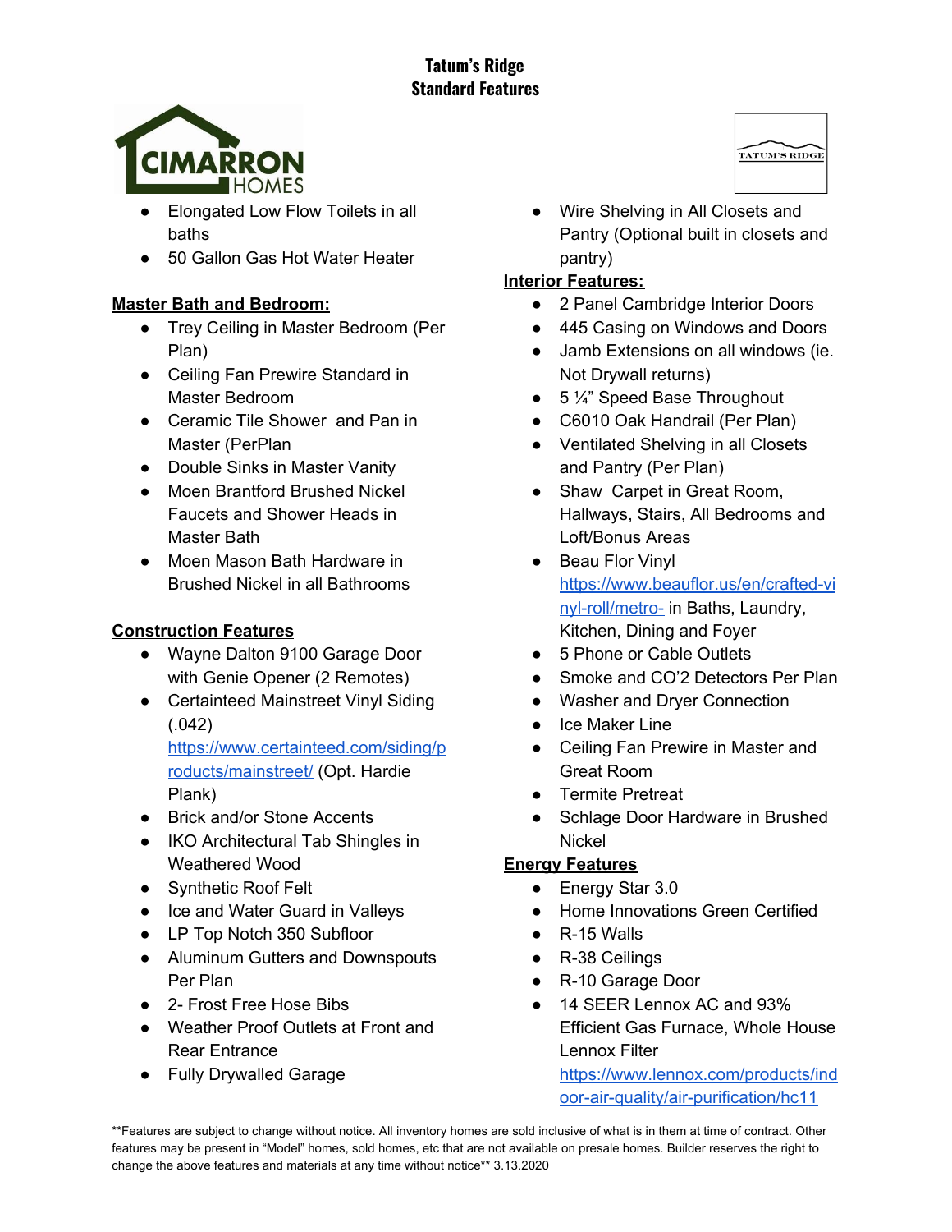**Tatum's Ridge**
**Standard Features**

- Elongated Low Flow Toilets in all baths
- 50 Gallon Gas Hot Water Heater

**Master Bath and Bedroom:**

- Trey Ceiling in Master Bedroom (Per Plan)
- Ceiling Fan Prewire Standard in Master Bedroom
- Ceramic Tile Shower and Pan in Master (PerPlan
- Double Sinks in Master Vanity
- Moen Brantford Brushed Nickel Faucets and Shower Heads in Master Bath
- Moen Mason Bath Hardware in Brushed Nickel in all Bathrooms

**Construction Features**

- Wayne Dalton 9100 Garage Door with Genie Opener (2 Remotes)
- Certainteed Mainstreet Vinyl Siding (.042) https://www.certainteed.com/siding/products/mainstreet/ (Opt. Hardie Plank)
- Brick and/or Stone Accents
- IKO Architectural Tab Shingles in Weathered Wood
- Synthetic Roof Felt
- Ice and Water Guard in Valleys
- LP Top Notch 350 Subfloor
- Aluminum Gutters and Downspouts Per Plan
- 2- Frost Free Hose Bibs
- Weather Proof Outlets at Front and Rear Entrance
- Fully Drywalled Garage
- Wire Shelving in All Closets and Pantry (Optional built in closets and pantry)

**Interior Features:**

- 2 Panel Cambridge Interior Doors
- 445 Casing on Windows and Doors
- Jamb Extensions on all windows (ie. Not Drywall returns)
- 5 ¼" Speed Base Throughout
- C6010 Oak Handrail (Per Plan)
- Ventilated Shelving in all Closets and Pantry (Per Plan)
- Shaw Carpet in Great Room, Hallways, Stairs, All Bedrooms and Loft/Bonus Areas
- Beau Flor Vinyl https://www.beauflor.us/en/crafted-vinyl-roll/metro- in Baths, Laundry, Kitchen, Dining and Foyer
- 5 Phone or Cable Outlets
- Smoke and CO'2 Detectors Per Plan
- Washer and Dryer Connection
- Ice Maker Line
- Ceiling Fan Prewire in Master and Great Room
- Termite Pretreat
- Schlage Door Hardware in Brushed Nickel

**Energy Features**

- Energy Star 3.0
- Home Innovations Green Certified
- R-15 Walls
- R-38 Ceilings
- R-10 Garage Door
- 14 SEER Lennox AC and 93% Efficient Gas Furnace, Whole House Lennox Filter https://www.lennox.com/products/indoor-air-quality/air-purification/hc11

**Features are subject to change without notice. All inventory homes are sold inclusive of what is in them at time of contract. Other features may be present in "Model" homes, sold homes, etc that are not available on presale homes. Builder reserves the right to change the above features and materials at any time without notice** 3.13.2020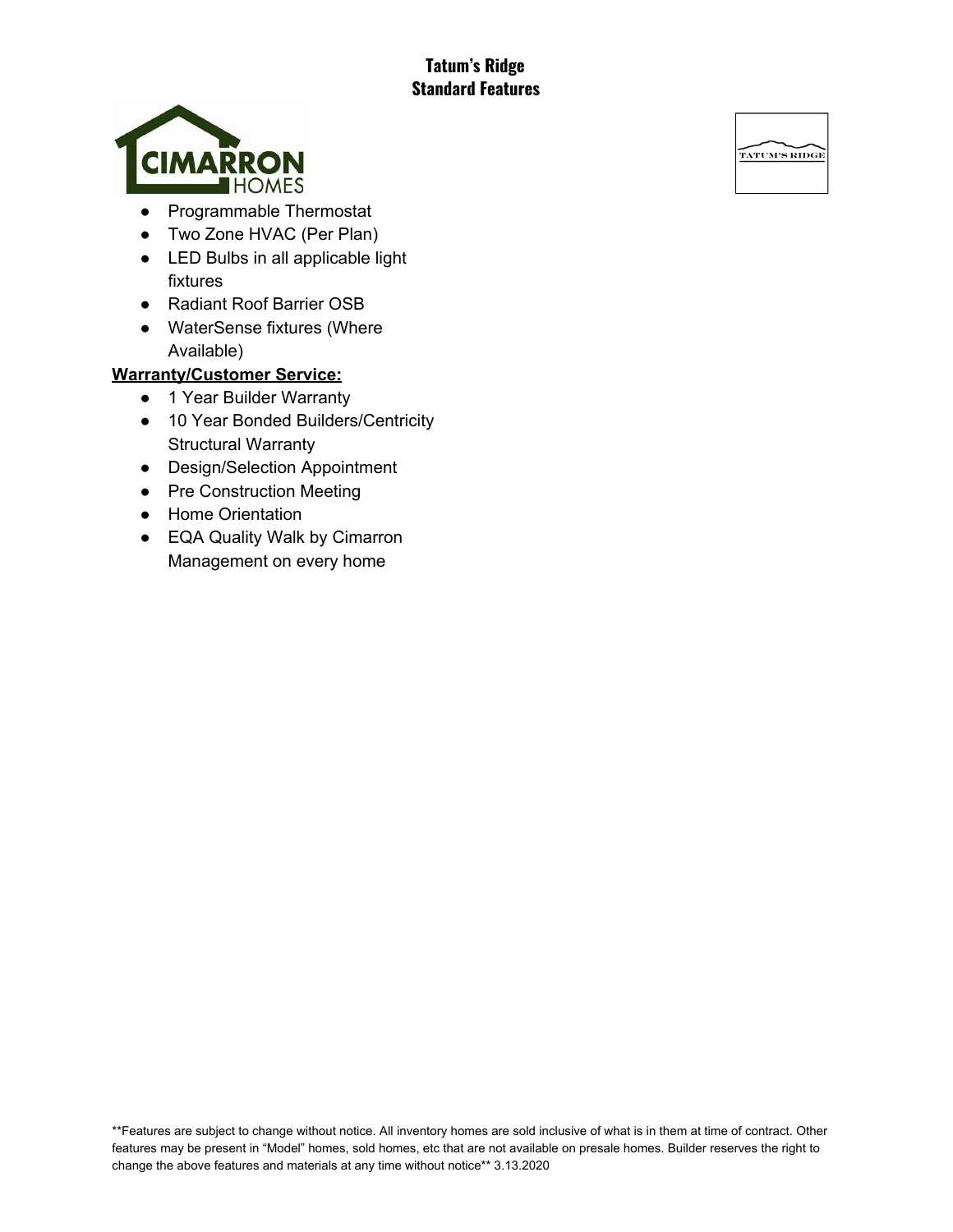**Tatum's Ridge**
**Standard Features**

- Programmable Thermostat
- Two Zone HVAC (Per Plan)
- LED Bulbs in all applicable light fixtures
- Radiant Roof Barrier OSB
- WaterSense fixtures (Where Available)

**Warranty/Customer Service:**

- 1 Year Builder Warranty
- 10 Year Bonded Builders/Centricity Structural Warranty
- Design/Selection Appointment
- Pre Construction Meeting
- Home Orientation
- EQA Quality Walk by Cimarron Management on every home

**Features are subject to change without notice. All inventory homes are sold inclusive of what is in them at time of contract. Other features may be present in "Model" homes, sold homes, etc that are not available on presale homes. Builder reserves the right to change the above features and materials at any time without notice** 3.13.2020